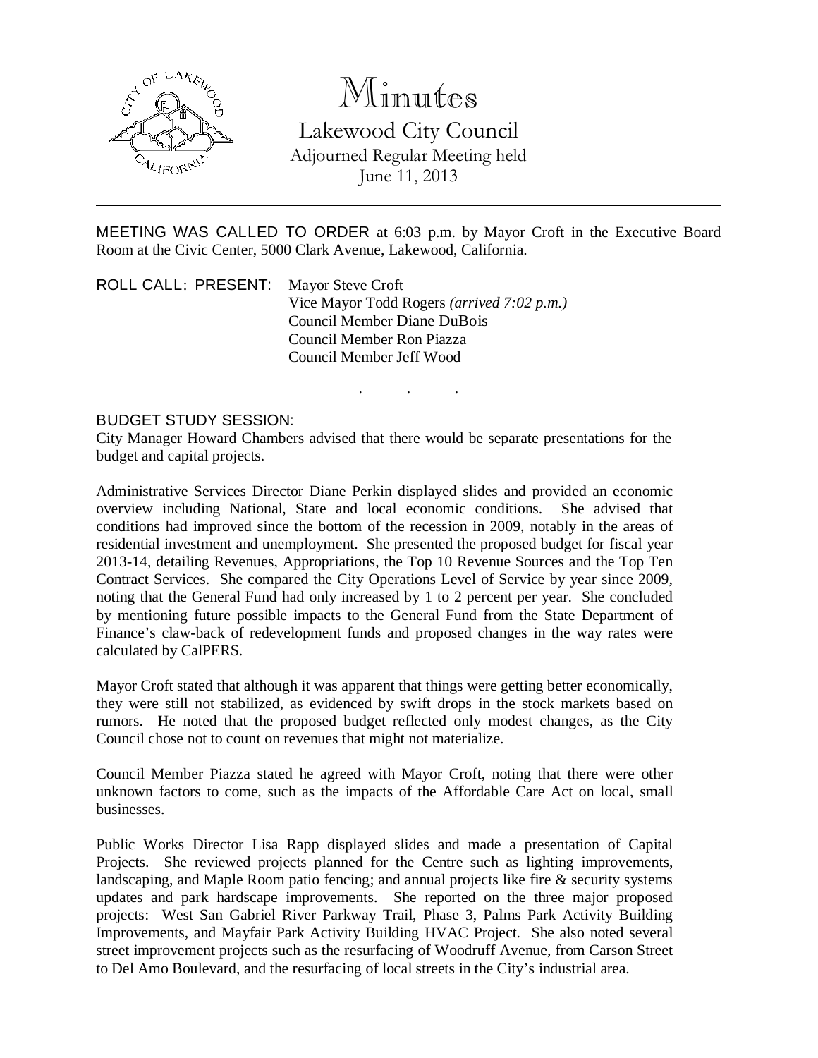# Minutes

## Lakewood City Council

Adjourned Regular Meeting held
June 11, 2013

---

MEETING WAS CALLED TO ORDER at 6:03 p.m. by Mayor Croft in the Executive Board Room at the Civic Center, 5000 Clark Avenue, Lakewood, California.

ROLL CALL: PRESENT: Mayor Steve Croft
Vice Mayor Todd Rogers *(arrived 7:02 p.m.)*
Council Member Diane DuBois
Council Member Ron Piazza
Council Member Jeff Wood

. . .

BUDGET STUDY SESSION:

City Manager Howard Chambers advised that there would be separate presentations for the budget and capital projects.

Administrative Services Director Diane Perkin displayed slides and provided an economic overview including National, State and local economic conditions. She advised that conditions had improved since the bottom of the recession in 2009, notably in the areas of residential investment and unemployment. She presented the proposed budget for fiscal year 2013-14, detailing Revenues, Appropriations, the Top 10 Revenue Sources and the Top Ten Contract Services. She compared the City Operations Level of Service by year since 2009, noting that the General Fund had only increased by 1 to 2 percent per year. She concluded by mentioning future possible impacts to the General Fund from the State Department of Finance's claw-back of redevelopment funds and proposed changes in the way rates were calculated by CalPERS.

Mayor Croft stated that although it was apparent that things were getting better economically, they were still not stabilized, as evidenced by swift drops in the stock markets based on rumors. He noted that the proposed budget reflected only modest changes, as the City Council chose not to count on revenues that might not materialize.

Council Member Piazza stated he agreed with Mayor Croft, noting that there were other unknown factors to come, such as the impacts of the Affordable Care Act on local, small businesses.

Public Works Director Lisa Rapp displayed slides and made a presentation of Capital Projects. She reviewed projects planned for the Centre such as lighting improvements, landscaping, and Maple Room patio fencing; and annual projects like fire & security systems updates and park hardscape improvements. She reported on the three major proposed projects: West San Gabriel River Parkway Trail, Phase 3, Palms Park Activity Building Improvements, and Mayfair Park Activity Building HVAC Project. She also noted several street improvement projects such as the resurfacing of Woodruff Avenue, from Carson Street to Del Amo Boulevard, and the resurfacing of local streets in the City's industrial area.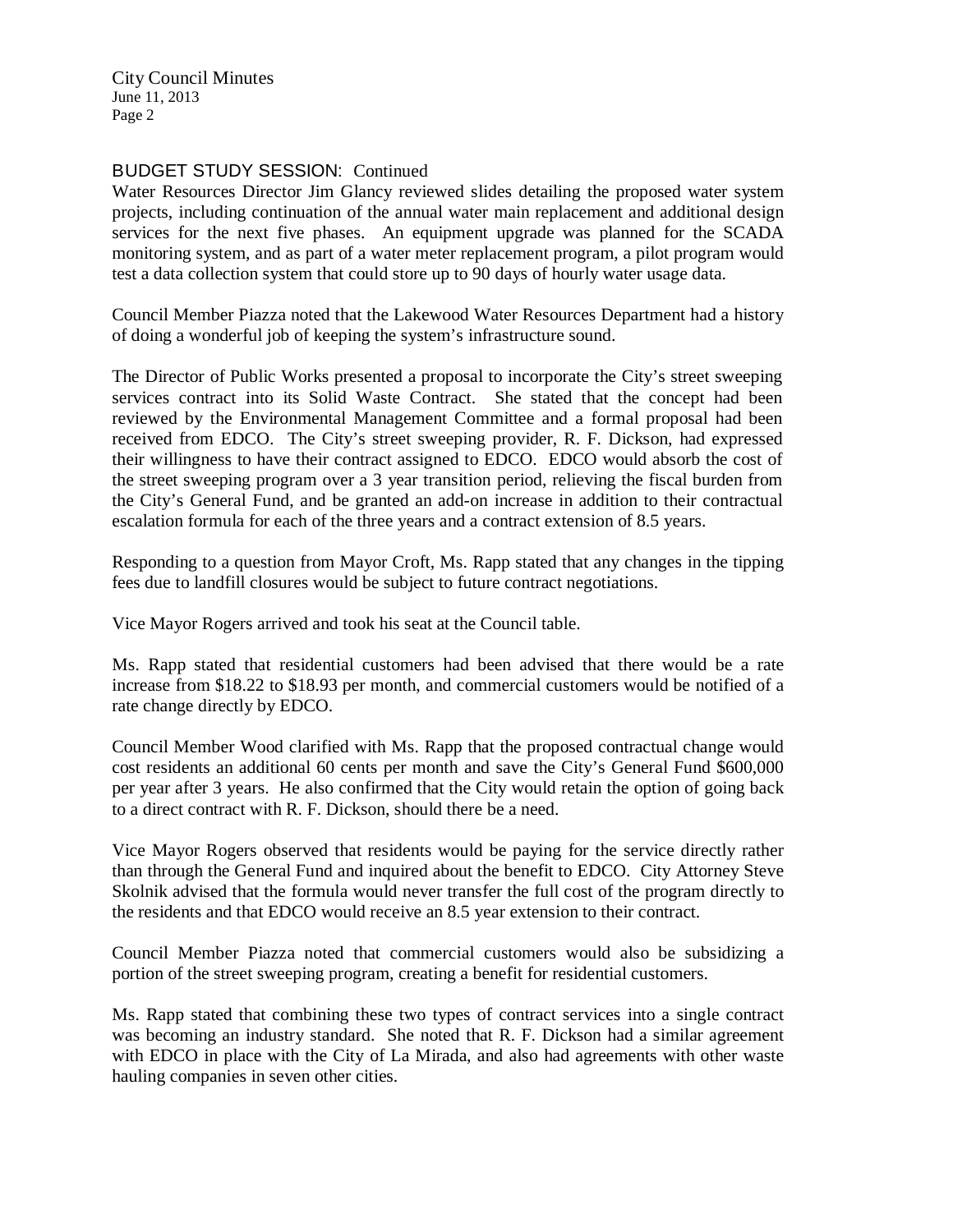BUDGET STUDY SESSION: Continued

Water Resources Director Jim Glancy reviewed slides detailing the proposed water system projects, including continuation of the annual water main replacement and additional design services for the next five phases. An equipment upgrade was planned for the SCADA monitoring system, and as part of a water meter replacement program, a pilot program would test a data collection system that could store up to 90 days of hourly water usage data.

Council Member Piazza noted that the Lakewood Water Resources Department had a history of doing a wonderful job of keeping the system's infrastructure sound.

The Director of Public Works presented a proposal to incorporate the City's street sweeping services contract into its Solid Waste Contract. She stated that the concept had been reviewed by the Environmental Management Committee and a formal proposal had been received from EDCO. The City's street sweeping provider, R. F. Dickson, had expressed their willingness to have their contract assigned to EDCO. EDCO would absorb the cost of the street sweeping program over a 3 year transition period, relieving the fiscal burden from the City's General Fund, and be granted an add-on increase in addition to their contractual escalation formula for each of the three years and a contract extension of 8.5 years.

Responding to a question from Mayor Croft, Ms. Rapp stated that any changes in the tipping fees due to landfill closures would be subject to future contract negotiations.

Vice Mayor Rogers arrived and took his seat at the Council table.

Ms. Rapp stated that residential customers had been advised that there would be a rate increase from \$18.22 to \$18.93 per month, and commercial customers would be notified of a rate change directly by EDCO.

Council Member Wood clarified with Ms. Rapp that the proposed contractual change would cost residents an additional 60 cents per month and save the City's General Fund \$600,000 per year after 3 years. He also confirmed that the City would retain the option of going back to a direct contract with R. F. Dickson, should there be a need.

Vice Mayor Rogers observed that residents would be paying for the service directly rather than through the General Fund and inquired about the benefit to EDCO. City Attorney Steve Skolnik advised that the formula would never transfer the full cost of the program directly to the residents and that EDCO would receive an 8.5 year extension to their contract.

Council Member Piazza noted that commercial customers would also be subsidizing a portion of the street sweeping program, creating a benefit for residential customers.

Ms. Rapp stated that combining these two types of contract services into a single contract was becoming an industry standard. She noted that R. F. Dickson had a similar agreement with EDCO in place with the City of La Mirada, and also had agreements with other waste hauling companies in seven other cities.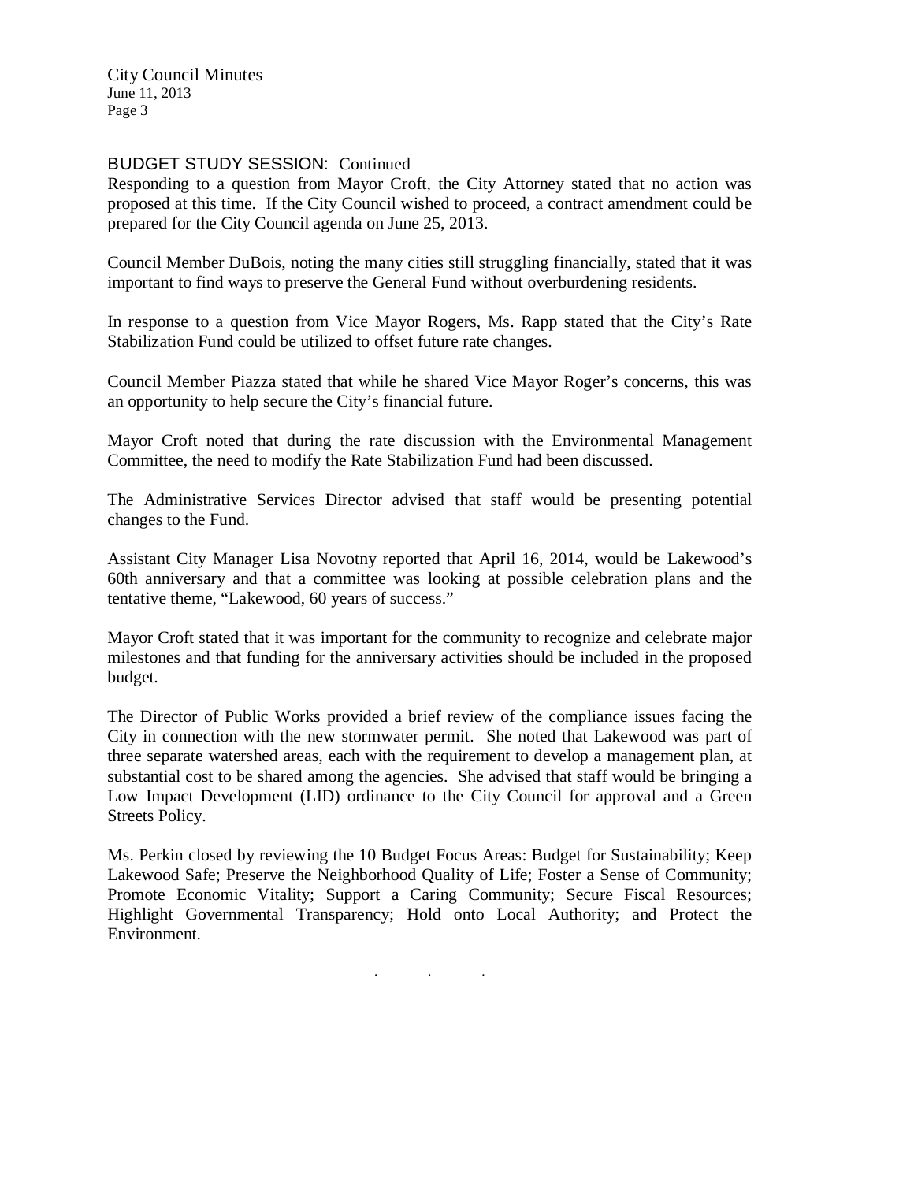BUDGET STUDY SESSION: Continued

Responding to a question from Mayor Croft, the City Attorney stated that no action was proposed at this time. If the City Council wished to proceed, a contract amendment could be prepared for the City Council agenda on June 25, 2013.

Council Member DuBois, noting the many cities still struggling financially, stated that it was important to find ways to preserve the General Fund without overburdening residents.

In response to a question from Vice Mayor Rogers, Ms. Rapp stated that the City's Rate Stabilization Fund could be utilized to offset future rate changes.

Council Member Piazza stated that while he shared Vice Mayor Roger's concerns, this was an opportunity to help secure the City's financial future.

Mayor Croft noted that during the rate discussion with the Environmental Management Committee, the need to modify the Rate Stabilization Fund had been discussed.

The Administrative Services Director advised that staff would be presenting potential changes to the Fund.

Assistant City Manager Lisa Novotny reported that April 16, 2014, would be Lakewood's 60th anniversary and that a committee was looking at possible celebration plans and the tentative theme, "Lakewood, 60 years of success."

Mayor Croft stated that it was important for the community to recognize and celebrate major milestones and that funding for the anniversary activities should be included in the proposed budget.

The Director of Public Works provided a brief review of the compliance issues facing the City in connection with the new stormwater permit. She noted that Lakewood was part of three separate watershed areas, each with the requirement to develop a management plan, at substantial cost to be shared among the agencies. She advised that staff would be bringing a Low Impact Development (LID) ordinance to the City Council for approval and a Green Streets Policy.

Ms. Perkin closed by reviewing the 10 Budget Focus Areas: Budget for Sustainability; Keep Lakewood Safe; Preserve the Neighborhood Quality of Life; Foster a Sense of Community; Promote Economic Vitality; Support a Caring Community; Secure Fiscal Resources; Highlight Governmental Transparency; Hold onto Local Authority; and Protect the Environment.

. . .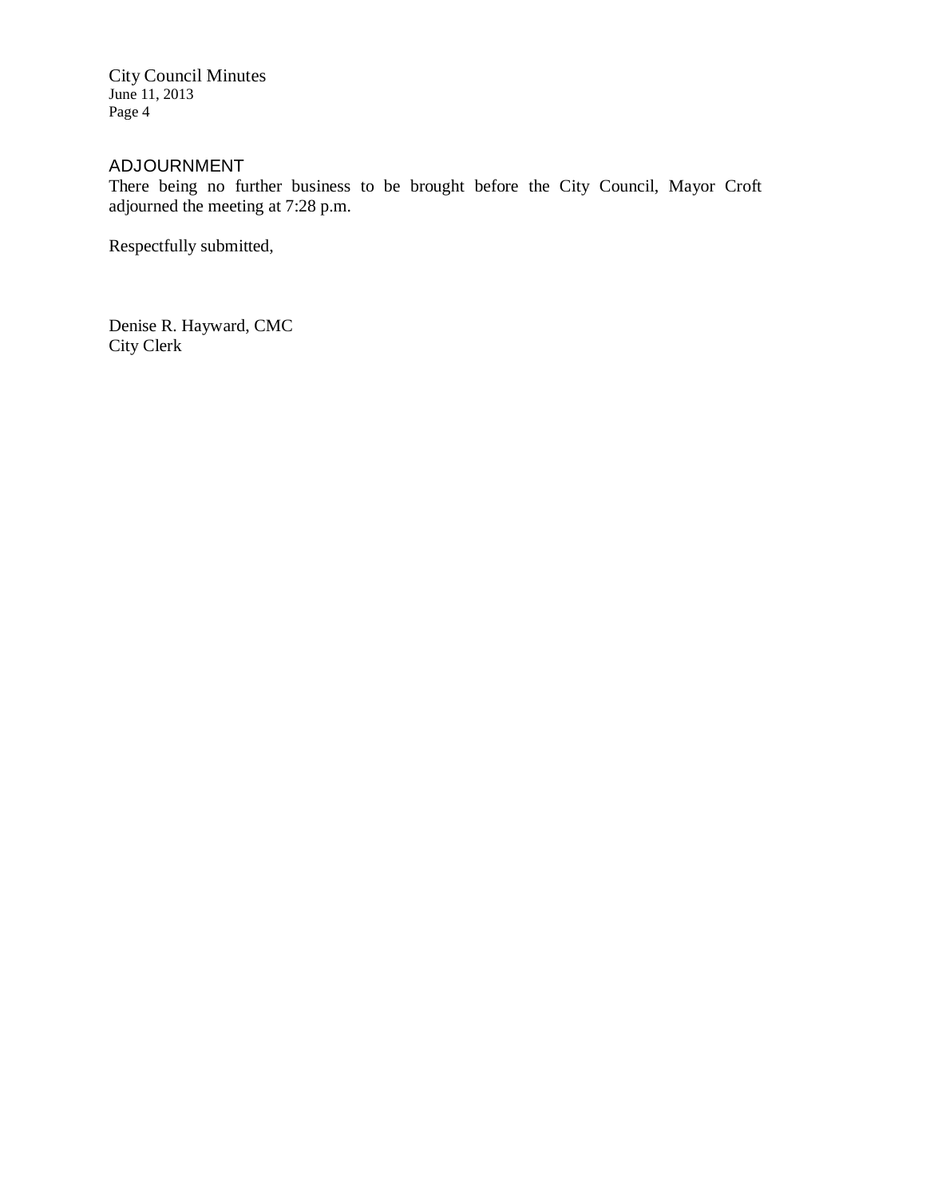## ADJOURNMENT

There being no further business to be brought before the City Council, Mayor Croft adjourned the meeting at 7:28 p.m.

Respectfully submitted,

Denise R. Hayward, CMC
City Clerk